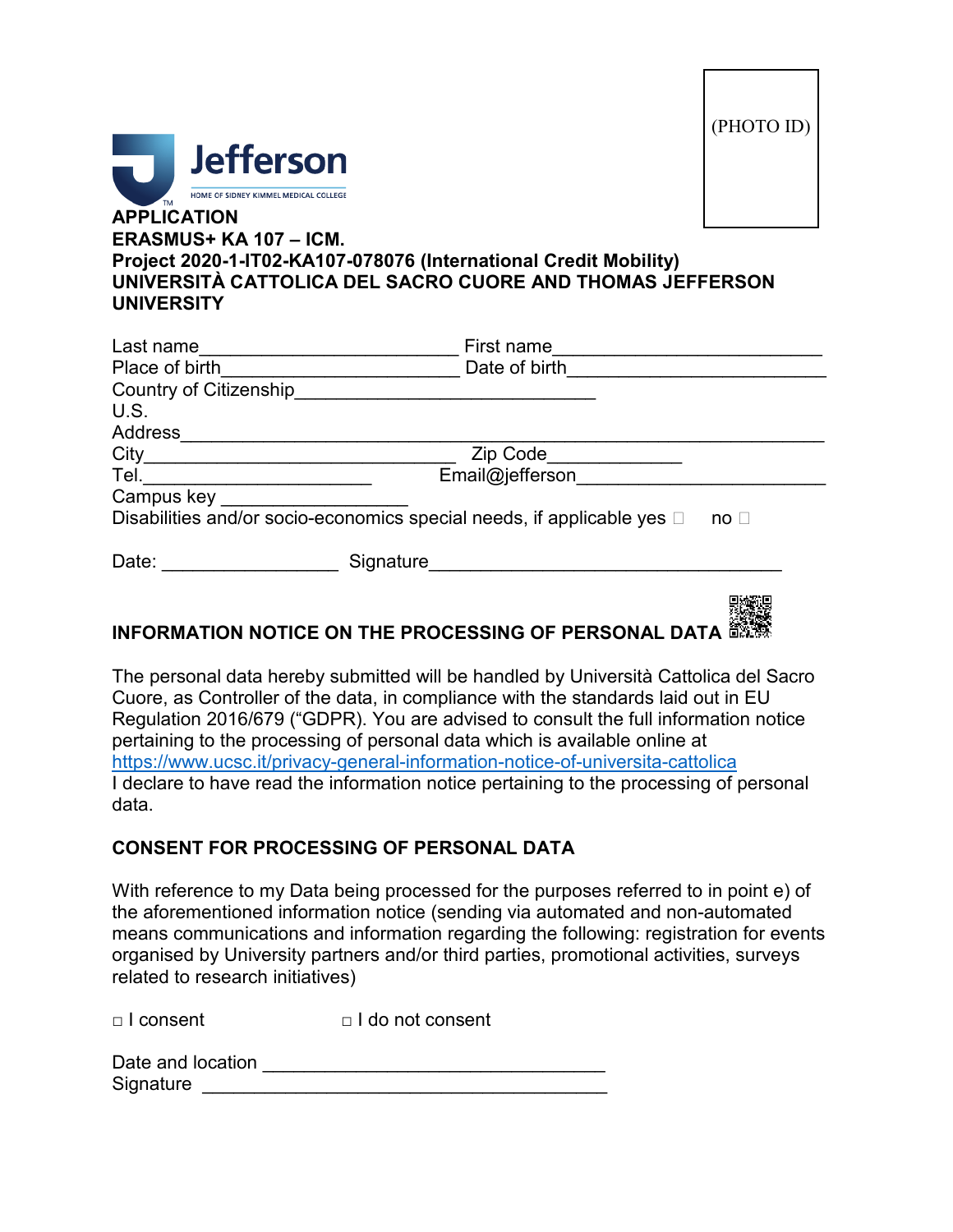(PHOTO ID)

Jefferson
HOME OF SIDNEY KIMMEL MEDICAL COLLEGE

**APPLICATION**
**ERASMUS+ KA 107 – ICM.**
**Project 2020-1-IT02-KA107-078076 (International Credit Mobility)**
**UNIVERSITÀ CATTOLICA DEL SACRO CUORE AND THOMAS JEFFERSON UNIVERSITY**

Last name________________________ First name_________________________
Place of birth______________________ Date of birth________________________
Country of Citizenship_____________________________
U.S.
Address____________________________________________________________
City______________________________ Zip Code____________
Tel.______________________ Email@jefferson________________________
Campus key _________________
Disabilities and/or socio-economics special needs, if applicable yes ☐ no ☐

Date: _________________ Signature_________________________________

## INFORMATION NOTICE ON THE PROCESSING OF PERSONAL DATA

The personal data hereby submitted will be handled by Università Cattolica del Sacro Cuore, as Controller of the data, in compliance with the standards laid out in EU Regulation 2016/679 ("GDPR). You are advised to consult the full information notice pertaining to the processing of personal data which is available online at https://www.ucsc.it/privacy-general-information-notice-of-universita-cattolica
I declare to have read the information notice pertaining to the processing of personal data.

## CONSENT FOR PROCESSING OF PERSONAL DATA

With reference to my Data being processed for the purposes referred to in point e) of the aforementioned information notice (sending via automated and non-automated means communications and information regarding the following: registration for events organised by University partners and/or third parties, promotional activities, surveys related to research initiatives)

□ I consent □ I do not consent

Date and location _________________________________
Signature _______________________________________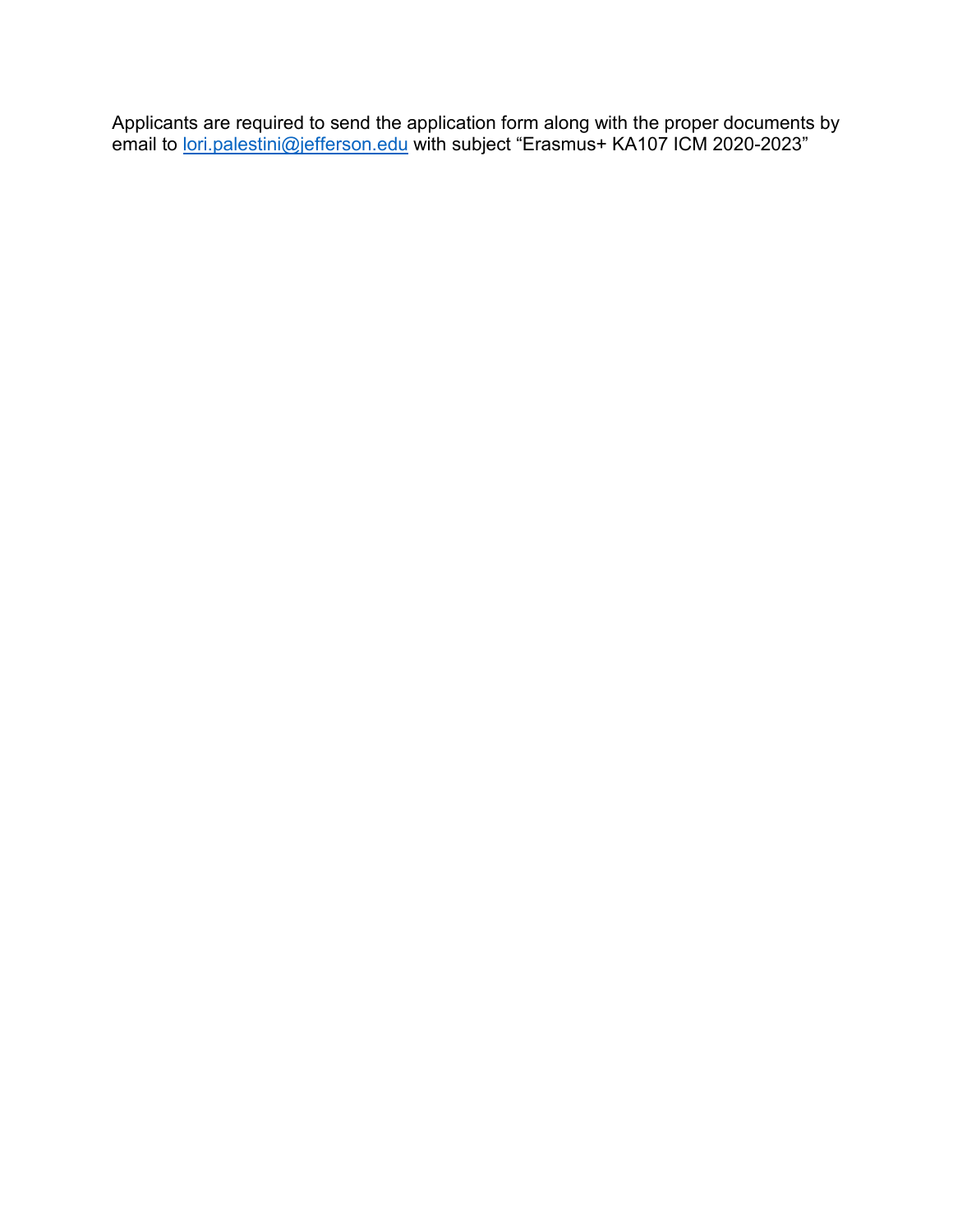Applicants are required to send the application form along with the proper documents by email to lori.palestini@jefferson.edu with subject "Erasmus+ KA107 ICM 2020-2023"